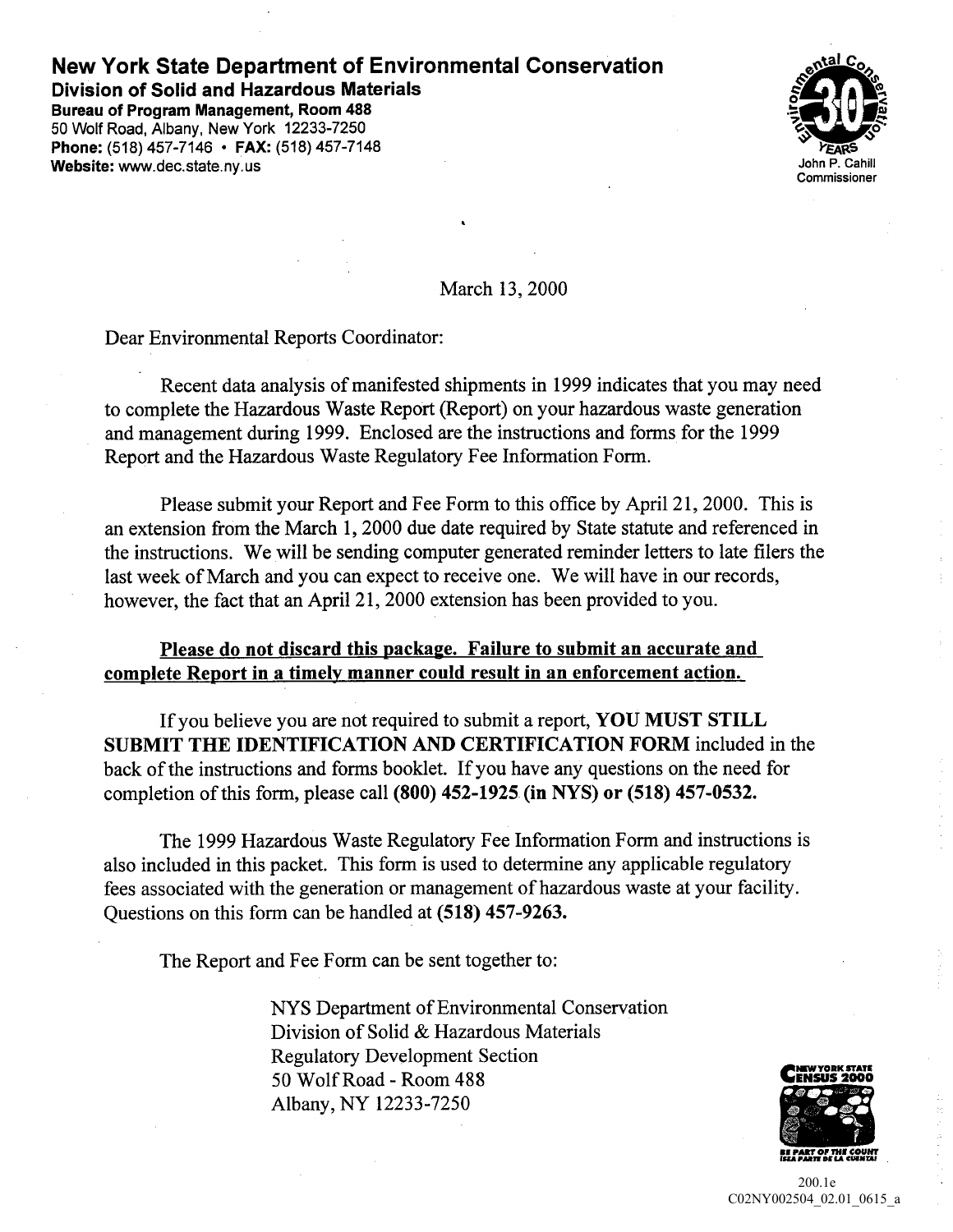# New York State Department of Environmental Conservation

**Division of Solid and Hazardous Materials**
**Bureau of Program Management, Room 488**
50 Wolf Road, Albany, New York 12233-7250
**Phone:** (518) 457-7146 • **FAX:** (518) 457-7148
**Website:** www.dec.state.ny.us

John P. Cahill
Commissioner

March 13, 2000

Dear Environmental Reports Coordinator:

Recent data analysis of manifested shipments in 1999 indicates that you may need to complete the Hazardous Waste Report (Report) on your hazardous waste generation and management during 1999. Enclosed are the instructions and forms for the 1999 Report and the Hazardous Waste Regulatory Fee Information Form.

Please submit your Report and Fee Form to this office by April 21, 2000. This is an extension from the March 1, 2000 due date required by State statute and referenced in the instructions. We will be sending computer generated reminder letters to late filers the last week of March and you can expect to receive one. We will have in our records, however, the fact that an April 21, 2000 extension has been provided to you.

**Please do not discard this package. Failure to submit an accurate and complete Report in a timely manner could result in an enforcement action.**

If you believe you are not required to submit a report, **YOU MUST STILL SUBMIT THE IDENTIFICATION AND CERTIFICATION FORM** included in the back of the instructions and forms booklet. If you have any questions on the need for completion of this form, please call **(800) 452-1925 (in NYS) or (518) 457-0532.**

The 1999 Hazardous Waste Regulatory Fee Information Form and instructions is also included in this packet. This form is used to determine any applicable regulatory fees associated with the generation or management of hazardous waste at your facility. Questions on this form can be handled at **(518) 457-9263.**

The Report and Fee Form can be sent together to:

NYS Department of Environmental Conservation
Division of Solid & Hazardous Materials
Regulatory Development Section
50 Wolf Road - Room 488
Albany, NY 12233-7250

200.1e
C02NY002504_02.01_0615_a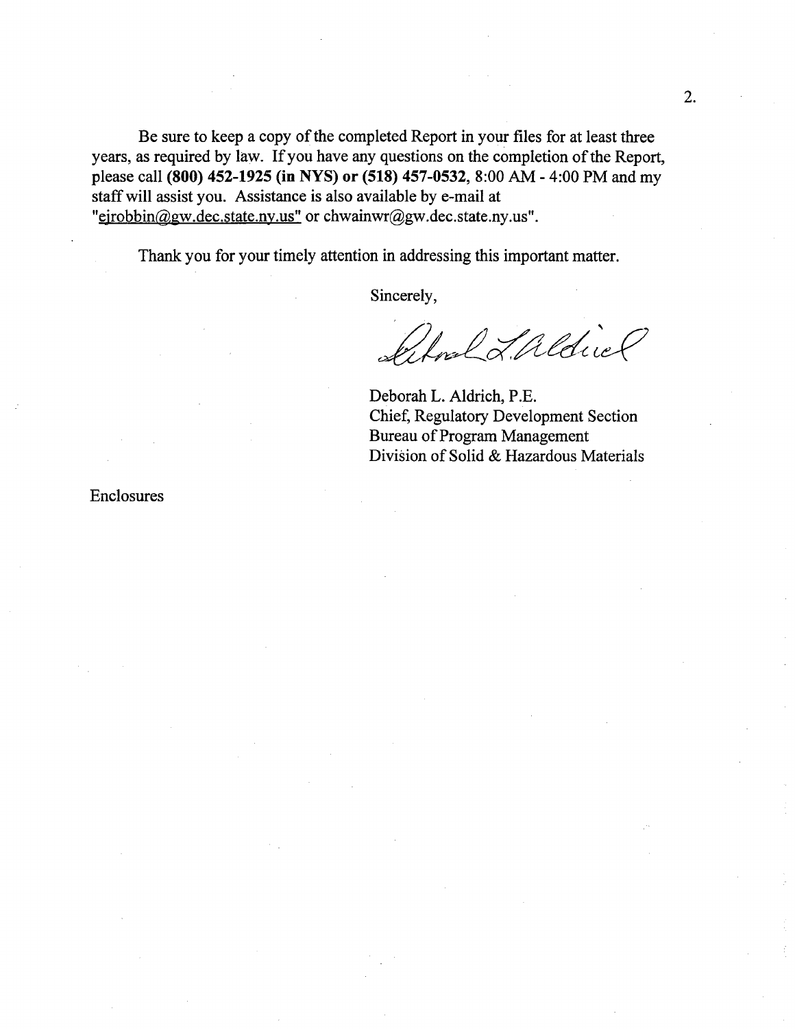Be sure to keep a copy of the completed Report in your files for at least three years, as required by law. If you have any questions on the completion of the Report, please call **(800) 452-1925 (in NYS) or (518) 457-0532**, 8:00 AM - 4:00 PM and my staff will assist you. Assistance is also available by e-mail at "ejrobbin@gw.dec.state.ny.us" or chwainwr@gw.dec.state.ny.us".

Thank you for your timely attention in addressing this important matter.

Sincerely,

Deborah L. Aldrich, P.E.
Chief, Regulatory Development Section
Bureau of Program Management
Division of Solid & Hazardous Materials

Enclosures